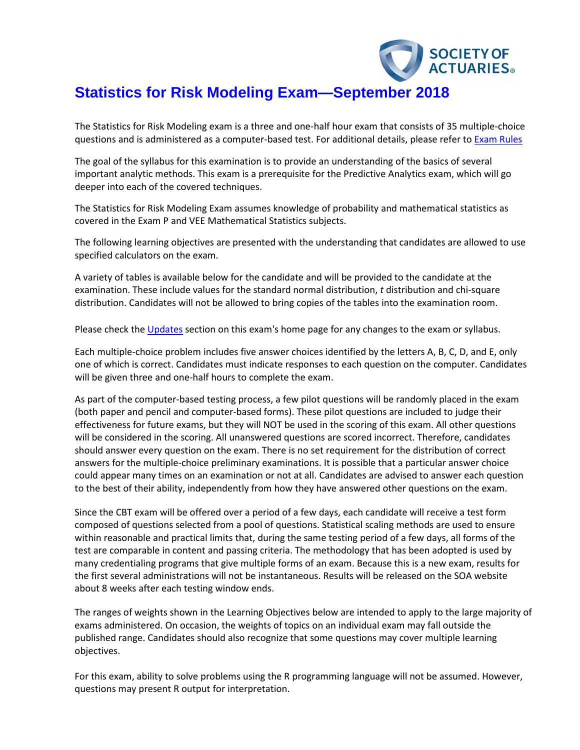# Statistics for Risk Modeling Exam—September 2018

The Statistics for Risk Modeling exam is a three and one-half hour exam that consists of 35 multiple-choice questions and is administered as a computer-based test. For additional details, please refer to Exam Rules

The goal of the syllabus for this examination is to provide an understanding of the basics of several important analytic methods. This exam is a prerequisite for the Predictive Analytics exam, which will go deeper into each of the covered techniques.

The Statistics for Risk Modeling Exam assumes knowledge of probability and mathematical statistics as covered in the Exam P and VEE Mathematical Statistics subjects.

The following learning objectives are presented with the understanding that candidates are allowed to use specified calculators on the exam.

A variety of tables is available below for the candidate and will be provided to the candidate at the examination. These include values for the standard normal distribution, *t* distribution and chi-square distribution. Candidates will not be allowed to bring copies of the tables into the examination room.

Please check the Updates section on this exam's home page for any changes to the exam or syllabus.

Each multiple-choice problem includes five answer choices identified by the letters A, B, C, D, and E, only one of which is correct. Candidates must indicate responses to each question on the computer. Candidates will be given three and one-half hours to complete the exam.

As part of the computer-based testing process, a few pilot questions will be randomly placed in the exam (both paper and pencil and computer-based forms). These pilot questions are included to judge their effectiveness for future exams, but they will NOT be used in the scoring of this exam. All other questions will be considered in the scoring. All unanswered questions are scored incorrect. Therefore, candidates should answer every question on the exam. There is no set requirement for the distribution of correct answers for the multiple-choice preliminary examinations. It is possible that a particular answer choice could appear many times on an examination or not at all. Candidates are advised to answer each question to the best of their ability, independently from how they have answered other questions on the exam.

Since the CBT exam will be offered over a period of a few days, each candidate will receive a test form composed of questions selected from a pool of questions. Statistical scaling methods are used to ensure within reasonable and practical limits that, during the same testing period of a few days, all forms of the test are comparable in content and passing criteria. The methodology that has been adopted is used by many credentialing programs that give multiple forms of an exam. Because this is a new exam, results for the first several administrations will not be instantaneous. Results will be released on the SOA website about 8 weeks after each testing window ends.

The ranges of weights shown in the Learning Objectives below are intended to apply to the large majority of exams administered. On occasion, the weights of topics on an individual exam may fall outside the published range. Candidates should also recognize that some questions may cover multiple learning objectives.

For this exam, ability to solve problems using the R programming language will not be assumed. However, questions may present R output for interpretation.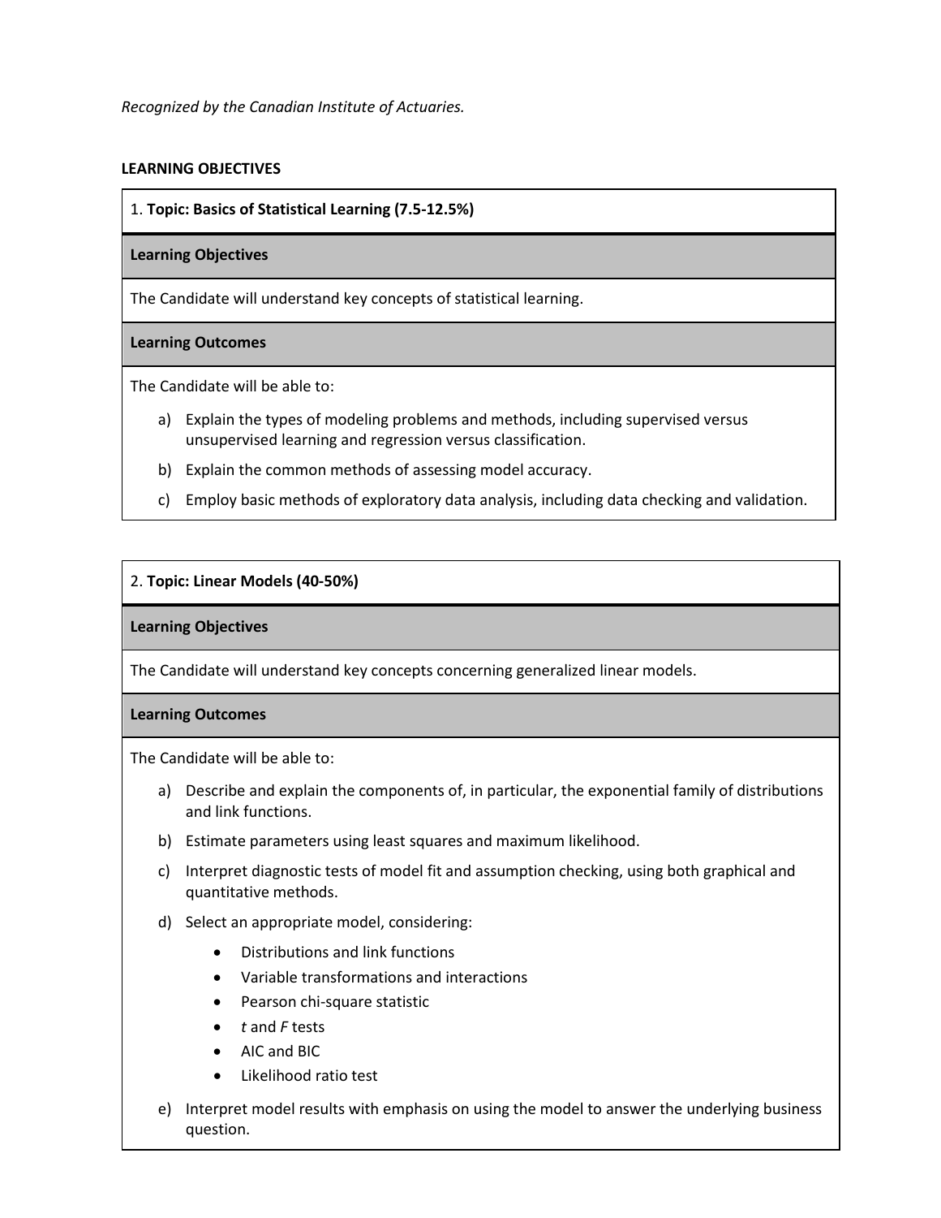*Recognized by the Canadian Institute of Actuaries.*

**LEARNING OBJECTIVES**

1. **Topic: Basics of Statistical Learning (7.5-12.5%)**

**Learning Objectives**

The Candidate will understand key concepts of statistical learning.

**Learning Outcomes**

The Candidate will be able to:

a) Explain the types of modeling problems and methods, including supervised versus unsupervised learning and regression versus classification.

b) Explain the common methods of assessing model accuracy.

c) Employ basic methods of exploratory data analysis, including data checking and validation.

2. **Topic: Linear Models (40-50%)**

**Learning Objectives**

The Candidate will understand key concepts concerning generalized linear models.

**Learning Outcomes**

The Candidate will be able to:

a) Describe and explain the components of, in particular, the exponential family of distributions and link functions.

b) Estimate parameters using least squares and maximum likelihood.

c) Interpret diagnostic tests of model fit and assumption checking, using both graphical and quantitative methods.

d) Select an appropriate model, considering:

- Distributions and link functions
- Variable transformations and interactions
- Pearson chi-square statistic
- *t* and *F* tests
- AIC and BIC
- Likelihood ratio test

e) Interpret model results with emphasis on using the model to answer the underlying business question.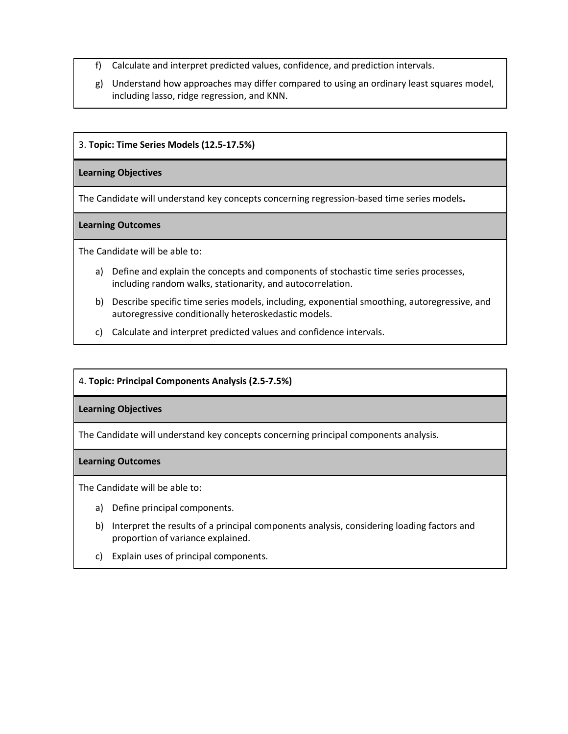f) Calculate and interpret predicted values, confidence, and prediction intervals.

g) Understand how approaches may differ compared to using an ordinary least squares model, including lasso, ridge regression, and KNN.

3. **Topic: Time Series Models (12.5-17.5%)**

**Learning Objectives**

The Candidate will understand key concepts concerning regression-based time series models**.**

**Learning Outcomes**

The Candidate will be able to:

a) Define and explain the concepts and components of stochastic time series processes, including random walks, stationarity, and autocorrelation.

b) Describe specific time series models, including, exponential smoothing, autoregressive, and autoregressive conditionally heteroskedastic models.

c) Calculate and interpret predicted values and confidence intervals.

4. **Topic: Principal Components Analysis (2.5-7.5%)**

**Learning Objectives**

The Candidate will understand key concepts concerning principal components analysis.

**Learning Outcomes**

The Candidate will be able to:

a) Define principal components.

b) Interpret the results of a principal components analysis, considering loading factors and proportion of variance explained.

c) Explain uses of principal components.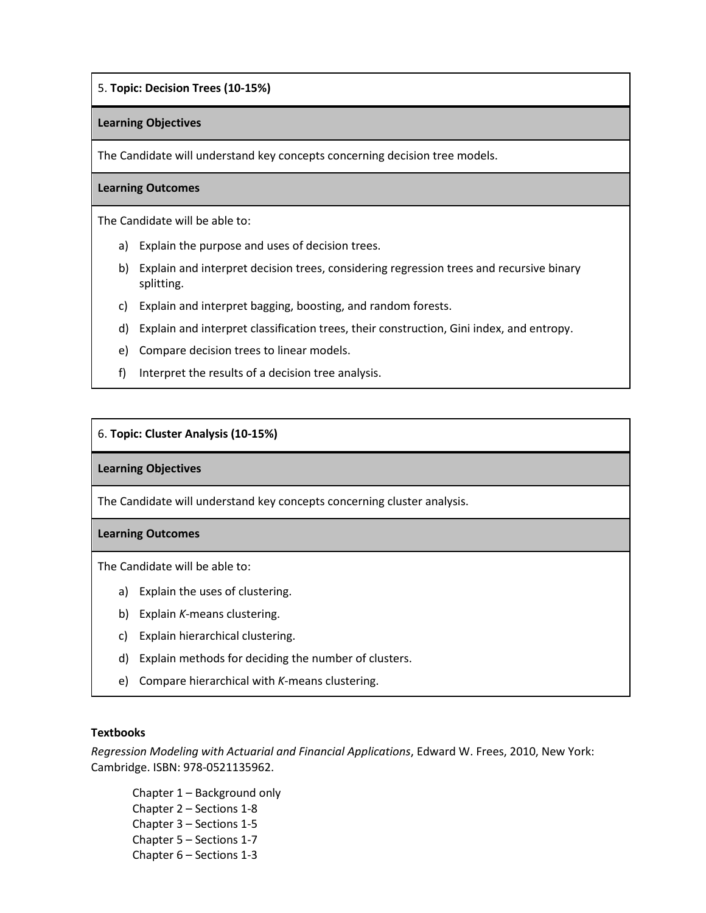## 5. **Topic: Decision Trees (10-15%)**

**Learning Objectives**

The Candidate will understand key concepts concerning decision tree models.

**Learning Outcomes**

The Candidate will be able to:

a) Explain the purpose and uses of decision trees.
b) Explain and interpret decision trees, considering regression trees and recursive binary splitting.
c) Explain and interpret bagging, boosting, and random forests.
d) Explain and interpret classification trees, their construction, Gini index, and entropy.
e) Compare decision trees to linear models.
f) Interpret the results of a decision tree analysis.

## 6. **Topic: Cluster Analysis (10-15%)**

**Learning Objectives**

The Candidate will understand key concepts concerning cluster analysis.

**Learning Outcomes**

The Candidate will be able to:

a) Explain the uses of clustering.
b) Explain *K*-means clustering.
c) Explain hierarchical clustering.
d) Explain methods for deciding the number of clusters.
e) Compare hierarchical with *K*-means clustering.

**Textbooks**

*Regression Modeling with Actuarial and Financial Applications*, Edward W. Frees, 2010, New York: Cambridge. ISBN: 978-0521135962.

- Chapter 1 – Background only
- Chapter 2 – Sections 1-8
- Chapter 3 – Sections 1-5
- Chapter 5 – Sections 1-7
- Chapter 6 – Sections 1-3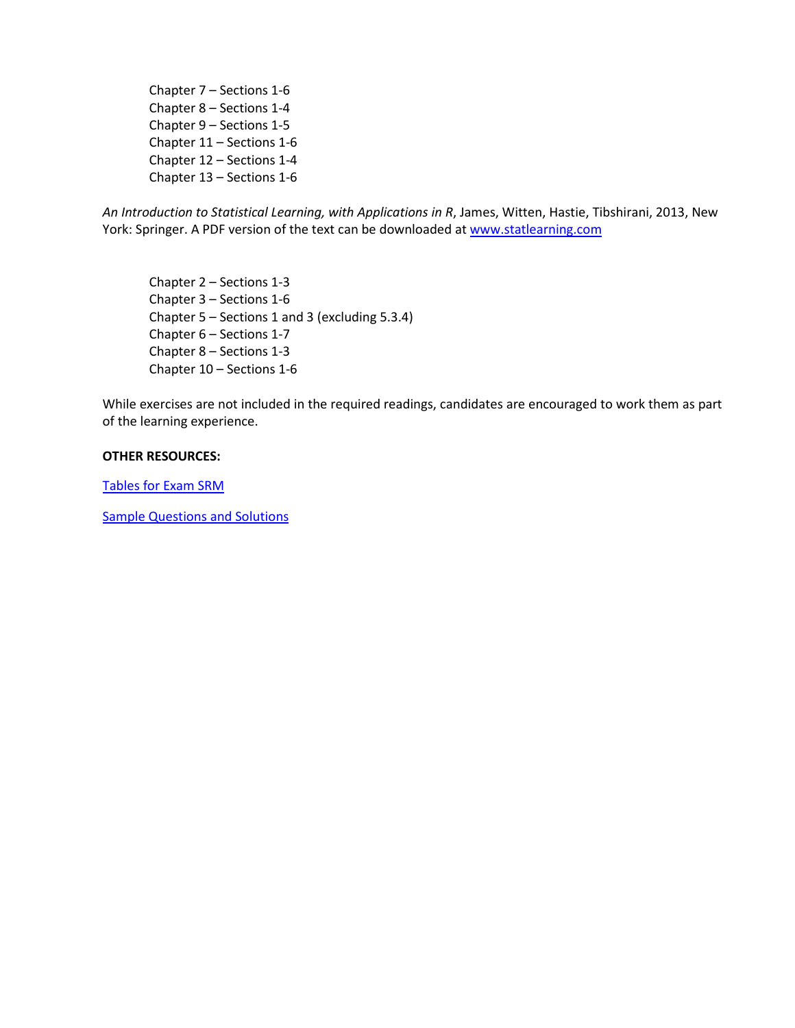- Chapter 7 – Sections 1-6
- Chapter 8 – Sections 1-4
- Chapter 9 – Sections 1-5
- Chapter 11 – Sections 1-6
- Chapter 12 – Sections 1-4
- Chapter 13 – Sections 1-6

*An Introduction to Statistical Learning, with Applications in R*, James, Witten, Hastie, Tibshirani, 2013, New York: Springer. A PDF version of the text can be downloaded at [www.statlearning.com](www.statlearning.com)

- Chapter 2 – Sections 1-3
- Chapter 3 – Sections 1-6
- Chapter 5 – Sections 1 and 3 (excluding 5.3.4)
- Chapter 6 – Sections 1-7
- Chapter 8 – Sections 1-3
- Chapter 10 – Sections 1-6

While exercises are not included in the required readings, candidates are encouraged to work them as part of the learning experience.

**OTHER RESOURCES:**

Tables for Exam SRM

Sample Questions and Solutions